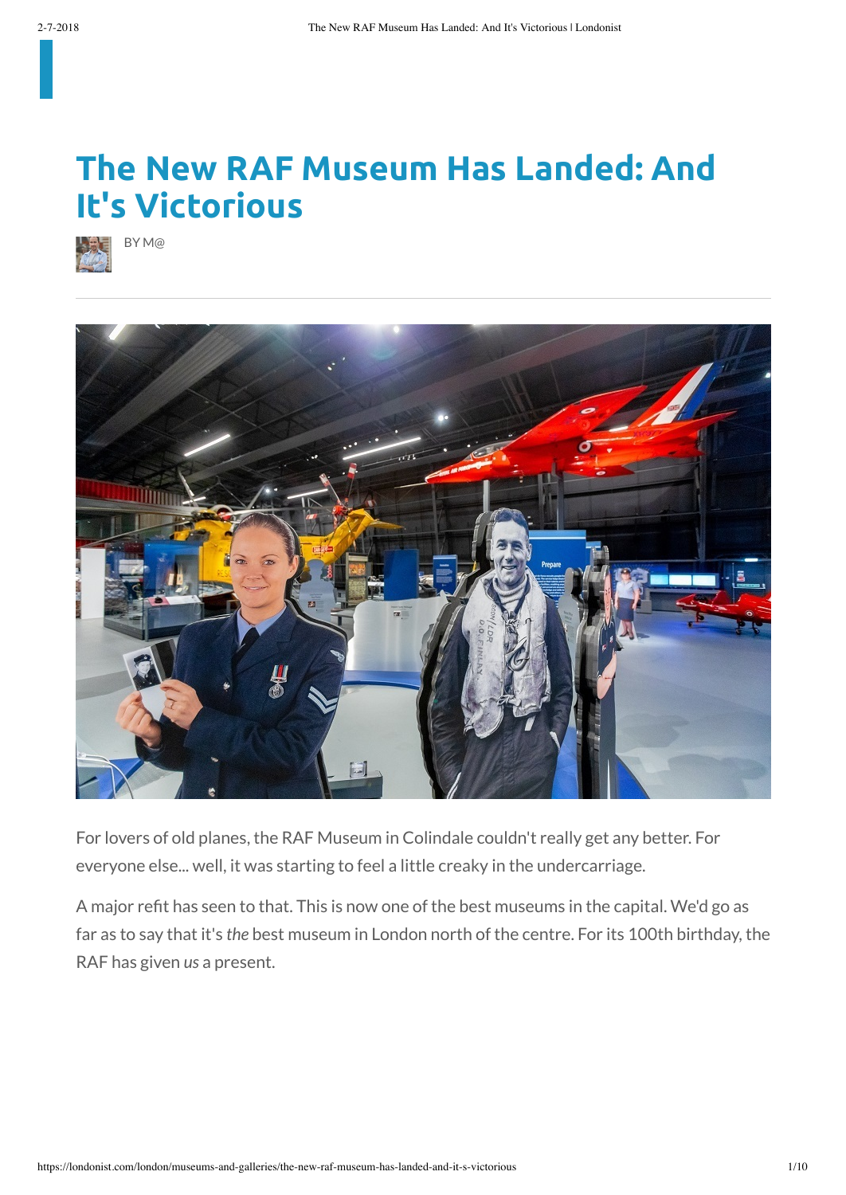# The New RAF Museum Has Landed: And It's Victorious

BY M@

For lovers of old planes, the RAF Museum in Colindale couldn't really get any better. For everyone else... well, it was starting to feel a little creaky in the undercarriage.

A major refit has seen to that. This is now one of the best museums in the capital. We'd go as far as to say that it's *the* best museum in London north of the centre. For its 100th birthday, the RAF has given *us* a present.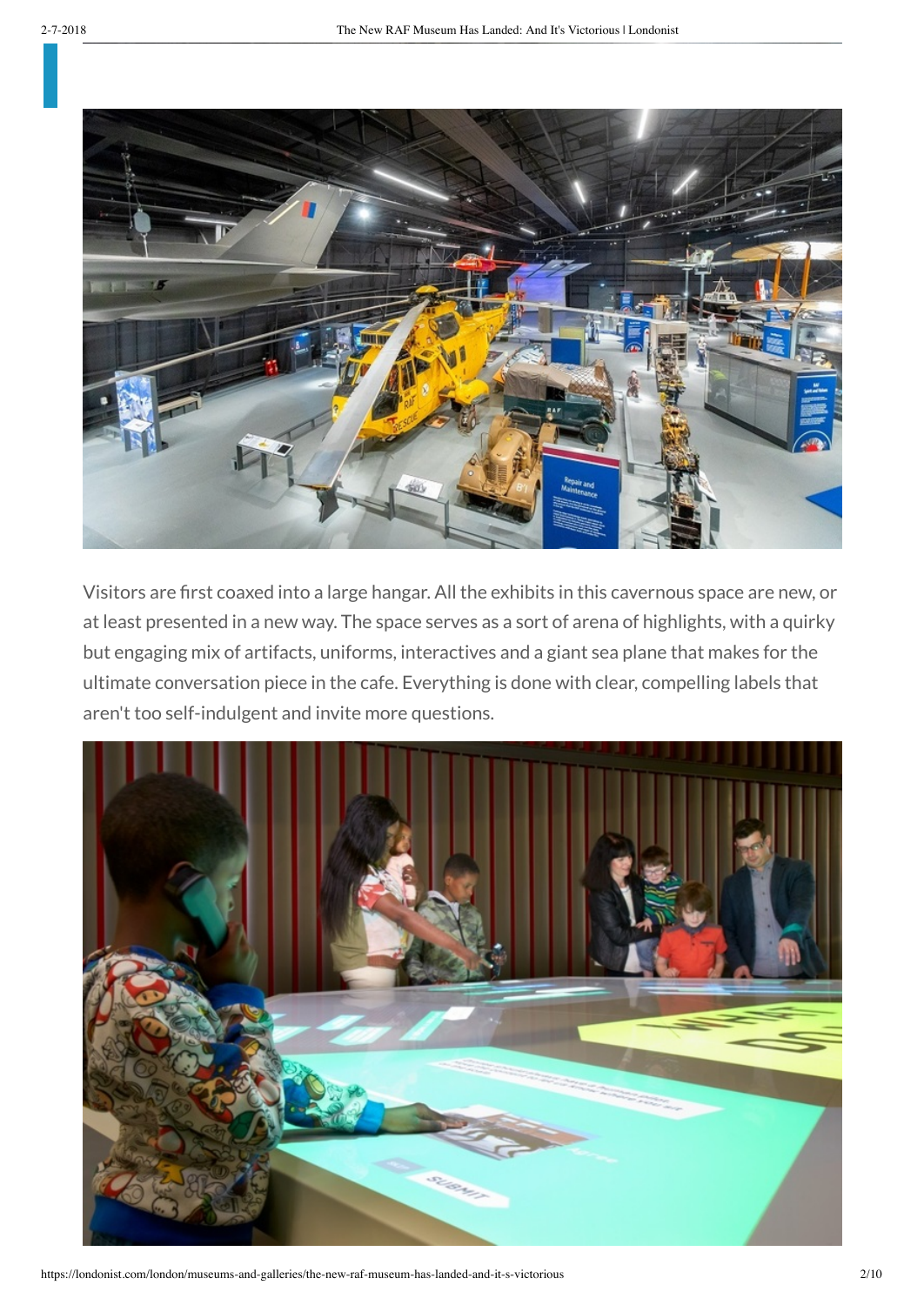Visitors are first coaxed into a large hangar. All the exhibits in this cavernous space are new, or at least presented in a new way. The space serves as a sort of arena of highlights, with a quirky but engaging mix of artifacts, uniforms, interactives and a giant sea plane that makes for the ultimate conversation piece in the cafe. Everything is done with clear, compelling labels that aren't too self-indulgent and invite more questions.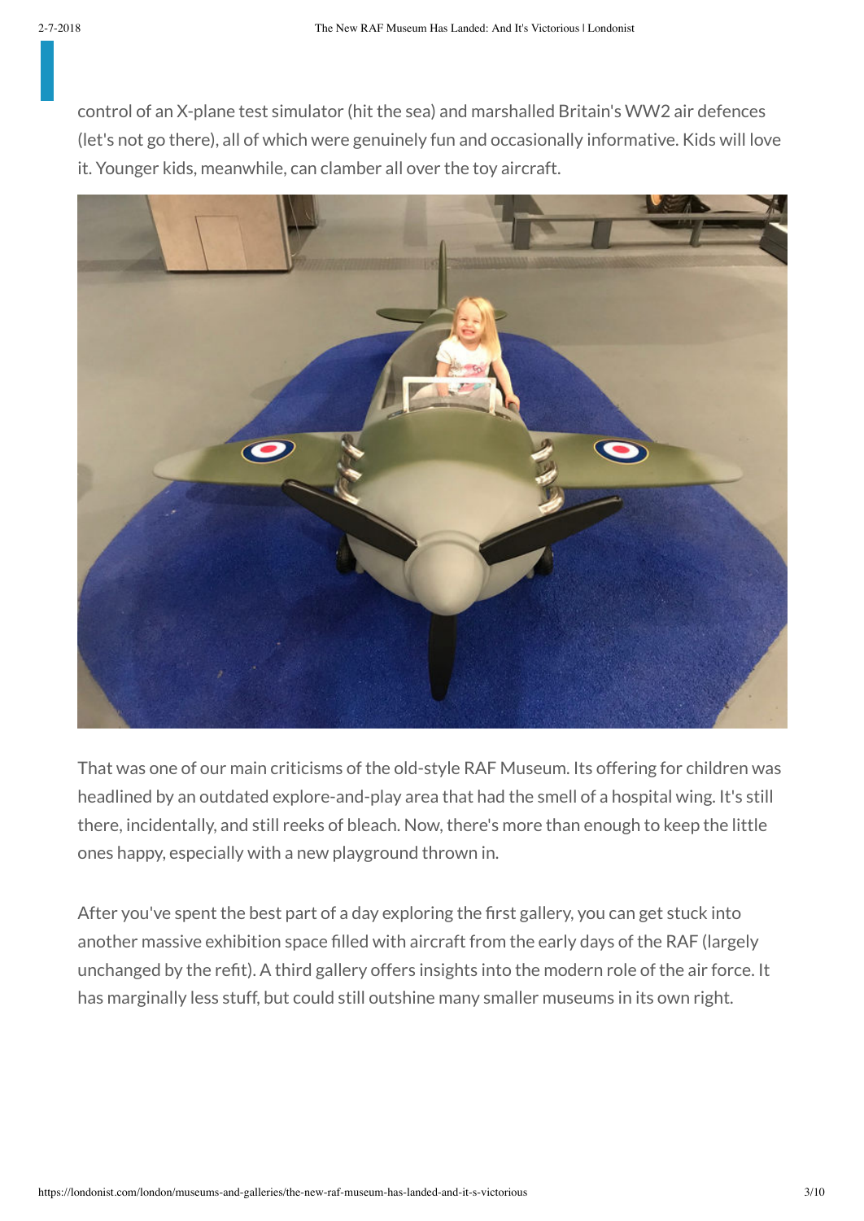control of an X-plane test simulator (hit the sea) and marshalled Britain's WW2 air defences (let's not go there), all of which were genuinely fun and occasionally informative. Kids will love it. Younger kids, meanwhile, can clamber all over the toy aircraft.

That was one of our main criticisms of the old-style RAF Museum. Its offering for children was headlined by an outdated explore-and-play area that had the smell of a hospital wing. It's still there, incidentally, and still reeks of bleach. Now, there's more than enough to keep the little ones happy, especially with a new playground thrown in.

After you've spent the best part of a day exploring the first gallery, you can get stuck into another massive exhibition space filled with aircraft from the early days of the RAF (largely unchanged by the refit). A third gallery offers insights into the modern role of the air force. It has marginally less stuff, but could still outshine many smaller museums in its own right.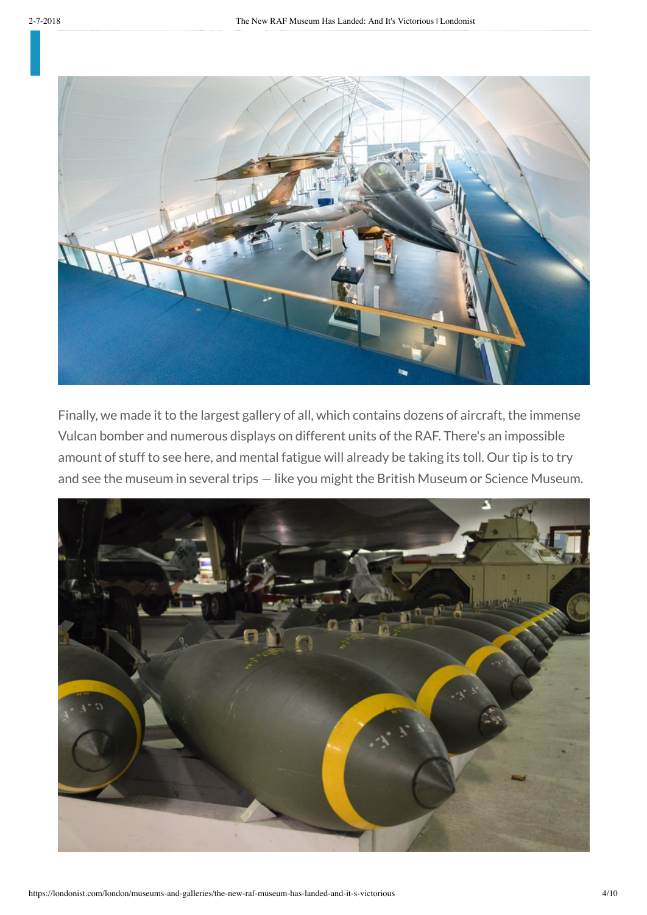Finally, we made it to the largest gallery of all, which contains dozens of aircraft, the immense Vulcan bomber and numerous displays on different units of the RAF. There's an impossible amount of stuff to see here, and mental fatigue will already be taking its toll. Our tip is to try and see the museum in several trips — like you might the British Museum or Science Museum.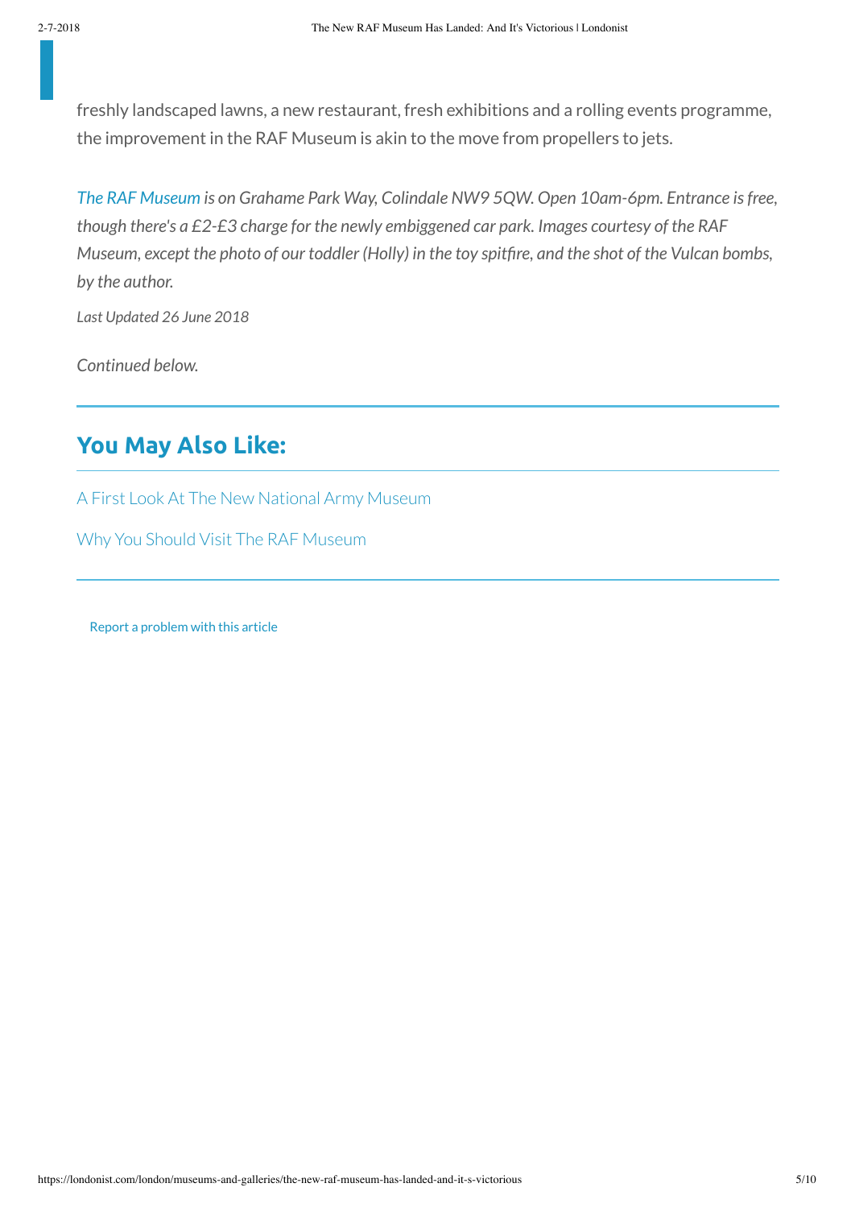freshly landscaped lawns, a new restaurant, fresh exhibitions and a rolling events programme, the improvement in the RAF Museum is akin to the move from propellers to jets.

*The RAF Museum is on Grahame Park Way, Colindale NW9 5QW. Open 10am-6pm. Entrance is free, though there's a £2-£3 charge for the newly embiggened car park. Images courtesy of the RAF Museum, except the photo of our toddler (Holly) in the toy spitfire, and the shot of the Vulcan bombs, by the author.*

*Last Updated 26 June 2018*

*Continued below.*

## You May Also Like:

A First Look At The New National Army Museum

Why You Should Visit The RAF Museum

Report a problem with this article